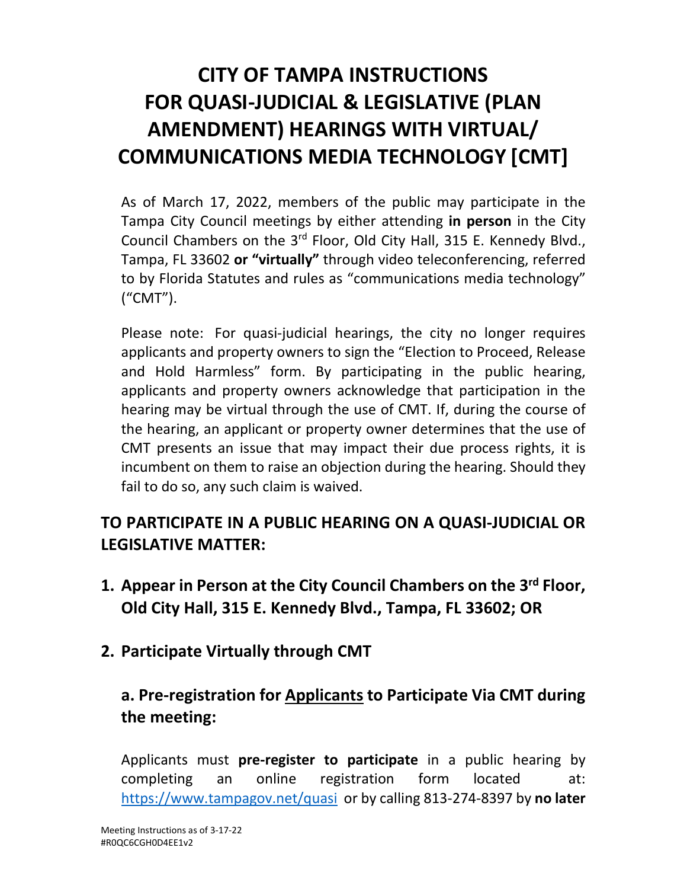# CITY OF TAMPA INSTRUCTIONS FOR QUASI-JUDICIAL & LEGISLATIVE (PLAN AMENDMENT) HEARINGS WITH VIRTUAL/ COMMUNICATIONS MEDIA TECHNOLOGY [CMT]

As of March 17, 2022, members of the public may participate in the Tampa City Council meetings by either attending **in person** in the City Council Chambers on the 3rd Floor, Old City Hall, 315 E. Kennedy Blvd., Tampa, FL 33602 **or "virtually"** through video teleconferencing, referred to by Florida Statutes and rules as "communications media technology" ("CMT").

Please note: For quasi-judicial hearings, the city no longer requires applicants and property owners to sign the "Election to Proceed, Release and Hold Harmless" form. By participating in the public hearing, applicants and property owners acknowledge that participation in the hearing may be virtual through the use of CMT. If, during the course of the hearing, an applicant or property owner determines that the use of CMT presents an issue that may impact their due process rights, it is incumbent on them to raise an objection during the hearing. Should they fail to do so, any such claim is waived.

## TO PARTICIPATE IN A PUBLIC HEARING ON A QUASI-JUDICIAL OR LEGISLATIVE MATTER:

1. **Appear in Person at the City Council Chambers on the 3rd Floor, Old City Hall, 315 E. Kennedy Blvd., Tampa, FL 33602; OR**

2. **Participate Virtually through CMT**

### a. Pre-registration for Applicants to Participate Via CMT during the meeting:

Applicants must **pre-register to participate** in a public hearing by completing an online registration form located at: https://www.tampagov.net/quasi or by calling 813-274-8397 by **no later**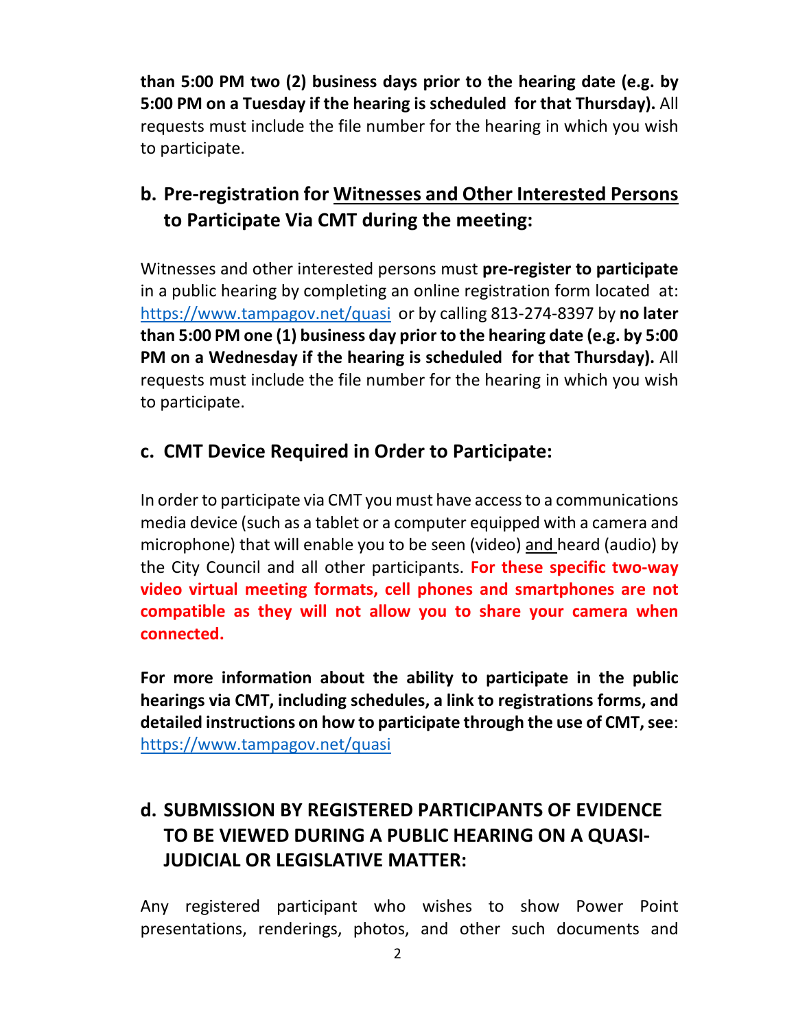**than 5:00 PM two (2) business days prior to the hearing date (e.g. by 5:00 PM on a Tuesday if the hearing is scheduled for that Thursday).** All requests must include the file number for the hearing in which you wish to participate.

## b. Pre-registration for Witnesses and Other Interested Persons to Participate Via CMT during the meeting:

Witnesses and other interested persons must **pre-register to participate** in a public hearing by completing an online registration form located at: https://www.tampagov.net/quasi or by calling 813-274-8397 by **no later than 5:00 PM one (1) business day prior to the hearing date (e.g. by 5:00 PM on a Wednesday if the hearing is scheduled for that Thursday).** All requests must include the file number for the hearing in which you wish to participate.

## c. CMT Device Required in Order to Participate:

In order to participate via CMT you must have access to a communications media device (such as a tablet or a computer equipped with a camera and microphone) that will enable you to be seen (video) and heard (audio) by the City Council and all other participants. **For these specific two-way video virtual meeting formats, cell phones and smartphones are not compatible as they will not allow you to share your camera when connected.**

**For more information about the ability to participate in the public hearings via CMT, including schedules, a link to registrations forms, and detailed instructions on how to participate through the use of CMT, see**: https://www.tampagov.net/quasi

## d. SUBMISSION BY REGISTERED PARTICIPANTS OF EVIDENCE TO BE VIEWED DURING A PUBLIC HEARING ON A QUASI-JUDICIAL OR LEGISLATIVE MATTER:

Any registered participant who wishes to show Power Point presentations, renderings, photos, and other such documents and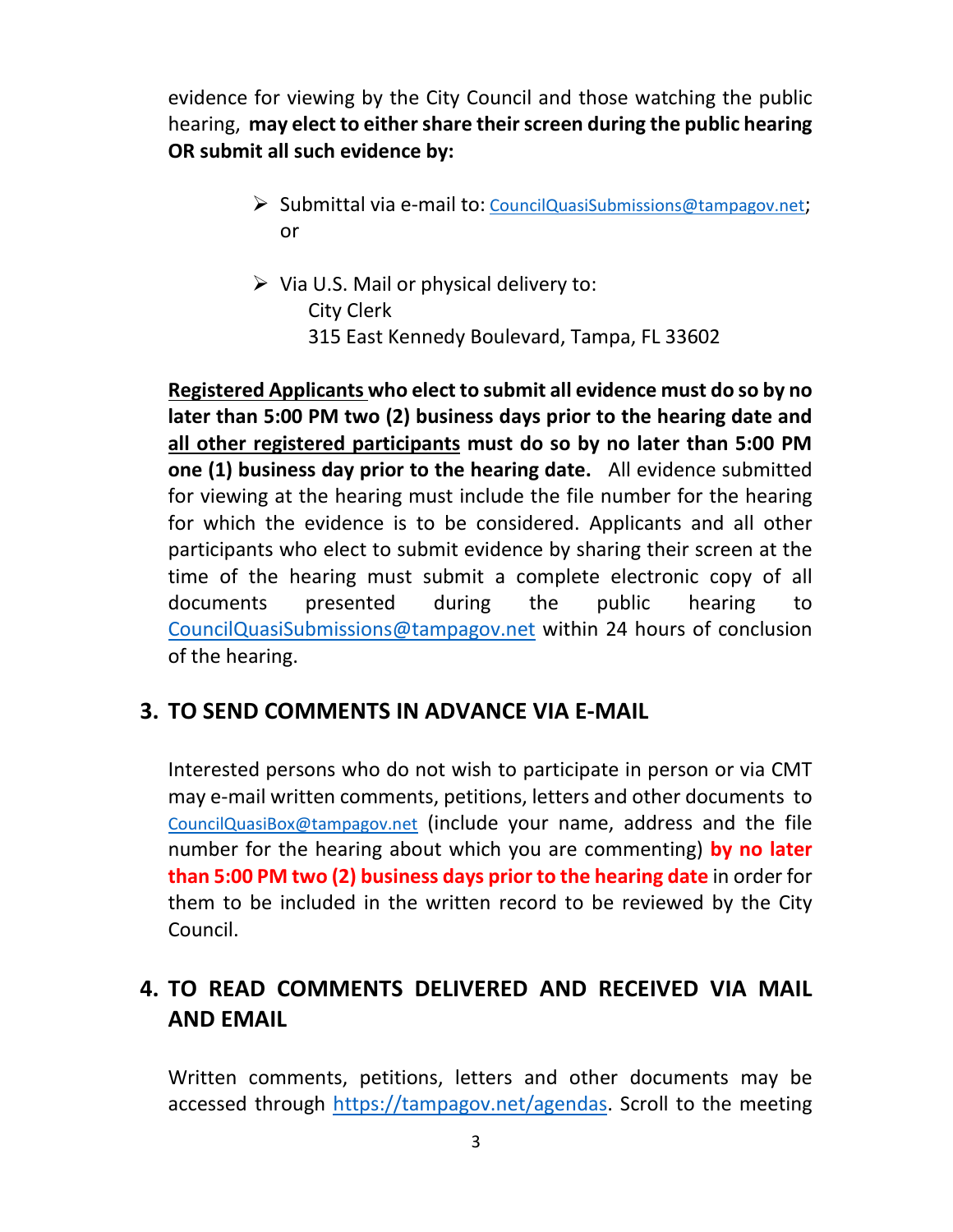evidence for viewing by the City Council and those watching the public hearing, **may elect to either share their screen during the public hearing OR submit all such evidence by:**

- Submittal via e-mail to: CouncilQuasiSubmissions@tampagov.net; or
- Via U.S. Mail or physical delivery to:
  City Clerk
  315 East Kennedy Boulevard, Tampa, FL 33602

**Registered Applicants who elect to submit all evidence must do so by no later than 5:00 PM two (2) business days prior to the hearing date and all other registered participants must do so by no later than 5:00 PM one (1) business day prior to the hearing date.** All evidence submitted for viewing at the hearing must include the file number for the hearing for which the evidence is to be considered. Applicants and all other participants who elect to submit evidence by sharing their screen at the time of the hearing must submit a complete electronic copy of all documents presented during the public hearing to CouncilQuasiSubmissions@tampagov.net within 24 hours of conclusion of the hearing.

## 3. TO SEND COMMENTS IN ADVANCE VIA E-MAIL

Interested persons who do not wish to participate in person or via CMT may e-mail written comments, petitions, letters and other documents to CouncilQuasiBox@tampagov.net (include your name, address and the file number for the hearing about which you are commenting) **by no later than 5:00 PM two (2) business days prior to the hearing date** in order for them to be included in the written record to be reviewed by the City Council.

## 4. TO READ COMMENTS DELIVERED AND RECEIVED VIA MAIL AND EMAIL

Written comments, petitions, letters and other documents may be accessed through https://tampagov.net/agendas. Scroll to the meeting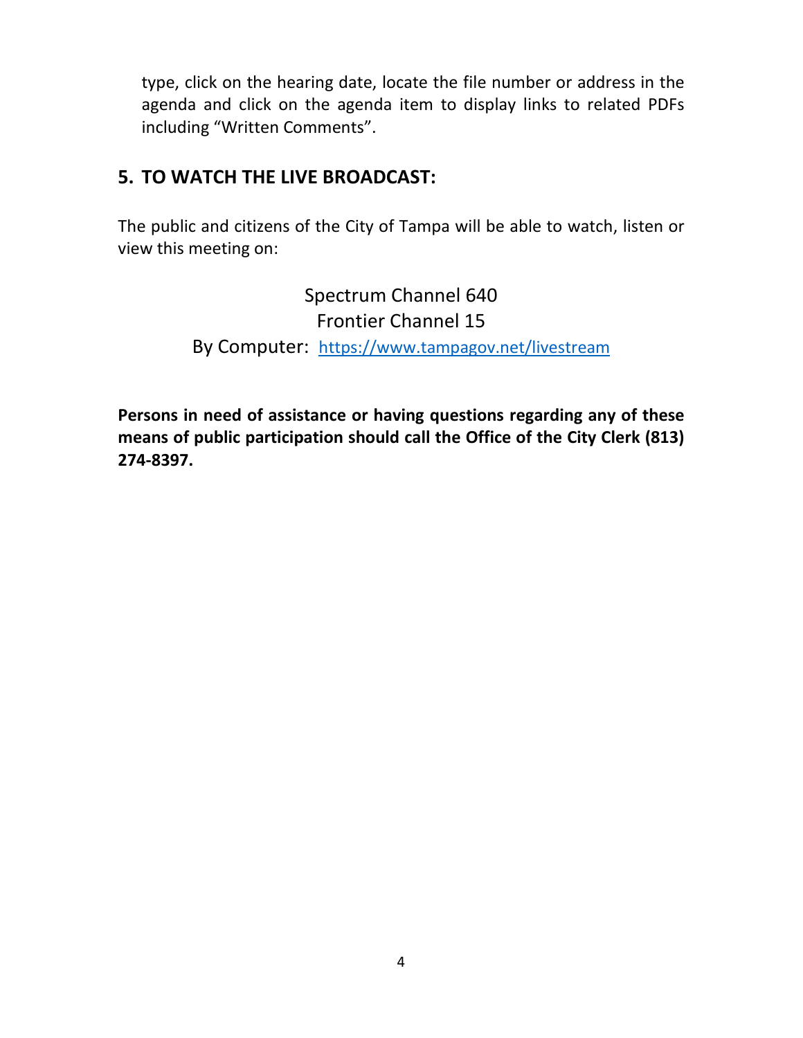type, click on the hearing date, locate the file number or address in the agenda and click on the agenda item to display links to related PDFs including “Written Comments”.

## 5. TO WATCH THE LIVE BROADCAST:

The public and citizens of the City of Tampa will be able to watch, listen or view this meeting on:

Spectrum Channel 640

Frontier Channel 15

By Computer: https://www.tampagov.net/livestream

**Persons in need of assistance or having questions regarding any of these means of public participation should call the Office of the City Clerk (813) 274-8397.**